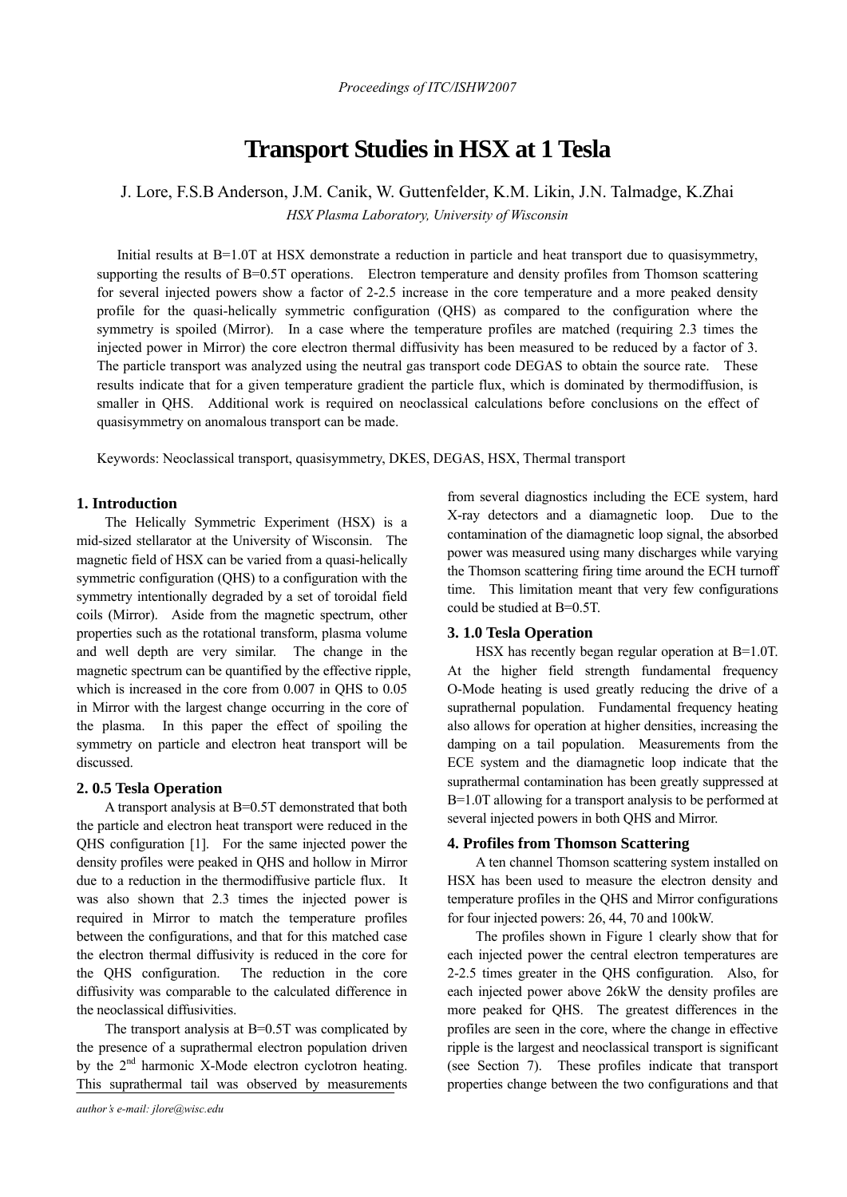# Transport Studies in HSX at 1 Tesla

J. Lore, F.S.B Anderson, J.M. Canik, W. Guttenfelder, K.M. Likin, J.N. Talmadge, K.Zhai

*HSX Plasma Laboratory, University of Wisconsin*

Initial results at B=1.0T at HSX demonstrate a reduction in particle and heat transport due to quasisymmetry, supporting the results of B=0.5T operations. Electron temperature and density profiles from Thomson scattering for several injected powers show a factor of 2-2.5 increase in the core temperature and a more peaked density profile for the quasi-helically symmetric configuration (QHS) as compared to the configuration where the symmetry is spoiled (Mirror). In a case where the temperature profiles are matched (requiring 2.3 times the injected power in Mirror) the core electron thermal diffusivity has been measured to be reduced by a factor of 3. The particle transport was analyzed using the neutral gas transport code DEGAS to obtain the source rate. These results indicate that for a given temperature gradient the particle flux, which is dominated by thermodiffusion, is smaller in QHS. Additional work is required on neoclassical calculations before conclusions on the effect of quasisymmetry on anomalous transport can be made.

Keywords: Neoclassical transport, quasisymmetry, DKES, DEGAS, HSX, Thermal transport

## 1. Introduction

The Helically Symmetric Experiment (HSX) is a mid-sized stellarator at the University of Wisconsin. The magnetic field of HSX can be varied from a quasi-helically symmetric configuration (QHS) to a configuration with the symmetry intentionally degraded by a set of toroidal field coils (Mirror). Aside from the magnetic spectrum, other properties such as the rotational transform, plasma volume and well depth are very similar. The change in the magnetic spectrum can be quantified by the effective ripple, which is increased in the core from 0.007 in QHS to 0.05 in Mirror with the largest change occurring in the core of the plasma. In this paper the effect of spoiling the symmetry on particle and electron heat transport will be discussed.

## 2. 0.5 Tesla Operation

A transport analysis at B=0.5T demonstrated that both the particle and electron heat transport were reduced in the QHS configuration [1]. For the same injected power the density profiles were peaked in QHS and hollow in Mirror due to a reduction in the thermodiffusive particle flux. It was also shown that 2.3 times the injected power is required in Mirror to match the temperature profiles between the configurations, and that for this matched case the electron thermal diffusivity is reduced in the core for the QHS configuration. The reduction in the core diffusivity was comparable to the calculated difference in the neoclassical diffusivities.

The transport analysis at B=0.5T was complicated by the presence of a suprathermal electron population driven by the 2nd harmonic X-Mode electron cyclotron heating. This suprathermal tail was observed by measurements from several diagnostics including the ECE system, hard X-ray detectors and a diamagnetic loop. Due to the contamination of the diamagnetic loop signal, the absorbed power was measured using many discharges while varying the Thomson scattering firing time around the ECH turnoff time. This limitation meant that very few configurations could be studied at B=0.5T.

## 3. 1.0 Tesla Operation

HSX has recently began regular operation at B=1.0T. At the higher field strength fundamental frequency O-Mode heating is used greatly reducing the drive of a suprathernal population. Fundamental frequency heating also allows for operation at higher densities, increasing the damping on a tail population. Measurements from the ECE system and the diamagnetic loop indicate that the suprathermal contamination has been greatly suppressed at B=1.0T allowing for a transport analysis to be performed at several injected powers in both QHS and Mirror.

## 4. Profiles from Thomson Scattering

A ten channel Thomson scattering system installed on HSX has been used to measure the electron density and temperature profiles in the QHS and Mirror configurations for four injected powers: 26, 44, 70 and 100kW.

The profiles shown in Figure 1 clearly show that for each injected power the central electron temperatures are 2-2.5 times greater in the QHS configuration. Also, for each injected power above 26kW the density profiles are more peaked for QHS. The greatest differences in the profiles are seen in the core, where the change in effective ripple is the largest and neoclassical transport is significant (see Section 7). These profiles indicate that transport properties change between the two configurations and that

*author's e-mail: jlore@wisc.edu*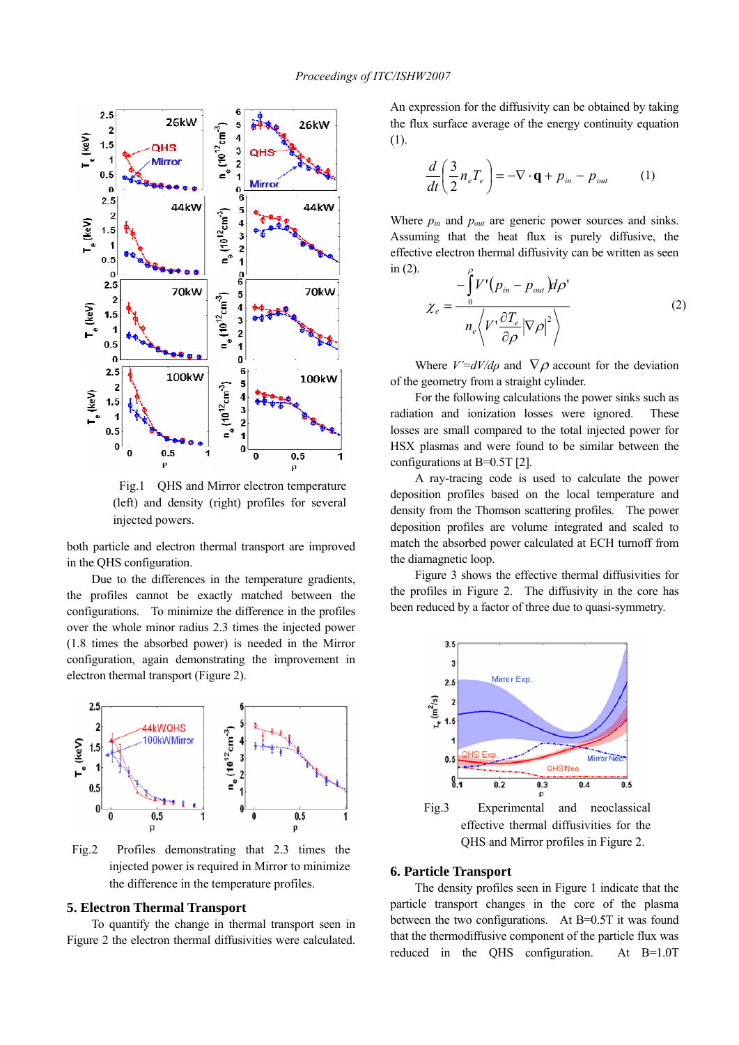Fig.1 QHS and Mirror electron temperature (left) and density (right) profiles for several injected powers.

both particle and electron thermal transport are improved in the QHS configuration.

Due to the differences in the temperature gradients, the profiles cannot be exactly matched between the configurations. To minimize the difference in the profiles over the whole minor radius 2.3 times the injected power (1.8 times the absorbed power) is needed in the Mirror configuration, again demonstrating the improvement in electron thermal transport (Figure 2).

Fig.2 Profiles demonstrating that 2.3 times the injected power is required in Mirror to minimize the difference in the temperature profiles.

## 5. Electron Thermal Transport

To quantify the change in thermal transport seen in Figure 2 the electron thermal diffusivities were calculated. An expression for the diffusivity can be obtained by taking the flux surface average of the energy continuity equation (1).

$$\frac{d}{dt}\left(\frac{3}{2}n_e T_e\right) = -\nabla\cdot\mathbf{q} + p_{in} - p_{out} \qquad (1)$$

Where $p_{in}$ and $p_{out}$ are generic power sources and sinks. Assuming that the heat flux is purely diffusive, the effective electron thermal diffusivity can be written as seen in (2).

$$\chi_e = \frac{-\int_0^{\rho} V'\left(p_{in} - p_{out}\right)d\rho'}{n_e\left\langle V'\frac{\partial T_e}{\partial\rho}\left|\nabla\rho\right|^2\right\rangle} \qquad (2)$$

Where $V'=dV/d\rho$ and $\nabla\rho$ account for the deviation of the geometry from a straight cylinder.

For the following calculations the power sinks such as radiation and ionization losses were ignored. These losses are small compared to the total injected power for HSX plasmas and were found to be similar between the configurations at B=0.5T [2].

A ray-tracing code is used to calculate the power deposition profiles based on the local temperature and density from the Thomson scattering profiles. The power deposition profiles are volume integrated and scaled to match the absorbed power calculated at ECH turnoff from the diamagnetic loop.

Figure 3 shows the effective thermal diffusivities for the profiles in Figure 2. The diffusivity in the core has been reduced by a factor of three due to quasi-symmetry.

Fig.3 Experimental and neoclassical effective thermal diffusivities for the QHS and Mirror profiles in Figure 2.

## 6. Particle Transport

The density profiles seen in Figure 1 indicate that the particle transport changes in the plasma between the two configurations. At B=0.5T it was found that the thermodiffusive component of the particle flux was reduced in the QHS configuration. At B=1.0T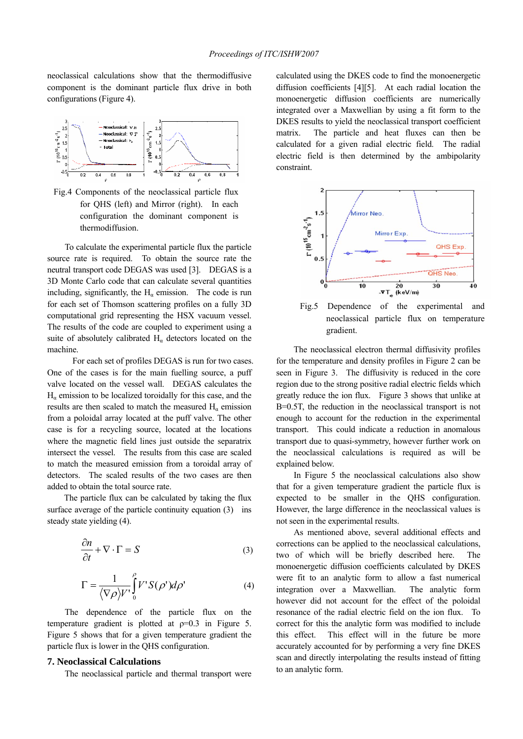neoclassical calculations show that the thermodiffusive component is the dominant particle flux drive in both configurations (Figure 4).

Fig.4 Components of the neoclassical particle flux for QHS (left) and Mirror (right). In each configuration the dominant component is thermodiffusion.

To calculate the experimental particle flux the particle source rate is required. To obtain the source rate the neutral transport code DEGAS was used [3]. DEGAS is a 3D Monte Carlo code that can calculate several quantities including, significantly, the $H_\alpha$ emission. The code is run for each set of Thomson scattering profiles on a fully 3D computational grid representing the HSX vacuum vessel. The results of the code are coupled to experiment using a suite of absolutely calibrated $H_\alpha$ detectors located on the machine.

For each set of profiles DEGAS is run for two cases. One of the cases is for the main fuelling source, a puff valve located on the vessel wall. DEGAS calculates the $H_\alpha$ emission to be localized toroidally for this case, and the results are then scaled to match the measured $H_\alpha$ emission from a poloidal array located at the puff valve. The other case is for a recycling source, located at the locations where the magnetic field lines just outside the separatrix intersect the vessel. The results from this case are scaled to match the measured emission from a toroidal array of detectors. The scaled results of the two cases are then added to obtain the total source rate.

The particle flux can be calculated by taking the flux surface average of the particle continuity equation (3) ins steady state yielding (4).

$$\frac{\partial n}{\partial t} + \nabla \cdot \Gamma = S \tag{3}$$

$$\Gamma = \frac{1}{\langle \nabla \rho \rangle V'} \int_0^\rho V' S(\rho') d\rho' \tag{4}$$

The dependence of the particle flux on the temperature gradient is plotted at ρ=0.3 in Figure 5. Figure 5 shows that for a given temperature gradient the particle flux is lower in the QHS configuration.

## 7. Neoclassical Calculations

The neoclassical particle and thermal transport were calculated using the DKES code to find the monoenergetic diffusion coefficients [4][5]. At each radial location the monoenergetic diffusion coefficients are numerically integrated over a Maxwellian by using a fit form to the DKES results to yield the neoclassical transport coefficient matrix. The particle and heat fluxes can then be calculated for a given radial electric field. The radial electric field is then determined by the ambipolarity constraint.

Fig.5 Dependence of the experimental and neoclassical particle flux on temperature gradient.

The neoclassical electron thermal diffusivity profiles for the temperature and density profiles in Figure 2 can be seen in Figure 3. The diffusivity is reduced in the core region due to the strong positive radial electric fields which greatly reduce the ion flux. Figure 3 shows that unlike at B=0.5T, the reduction in the neoclassical transport is not enough to account for the reduction in the experimental transport. This could indicate a reduction in anomalous transport due to quasi-symmetry, however further work on the neoclassical calculations is required as will be explained below.

In Figure 5 the neoclassical calculations also show that for a given temperature gradient the particle flux is expected to be smaller in the QHS configuration. However, the large difference in the neoclassical values is not seen in the experimental results.

As mentioned above, several additional effects and corrections can be applied to the neoclassical calculations, two of which will be briefly described here. The monoenergetic diffusion coefficients calculated by DKES were fit to an analytic form to allow a fast numerical integration over a Maxwellian. The analytic form however did not account for the effect of the poloidal resonance of the radial electric field on the ion flux. To correct for this the analytic form was modified to include this effect. This effect will in the future be more accurately accounted for by performing a very fine DKES scan and directly interpolating the results instead of fitting to an analytic form.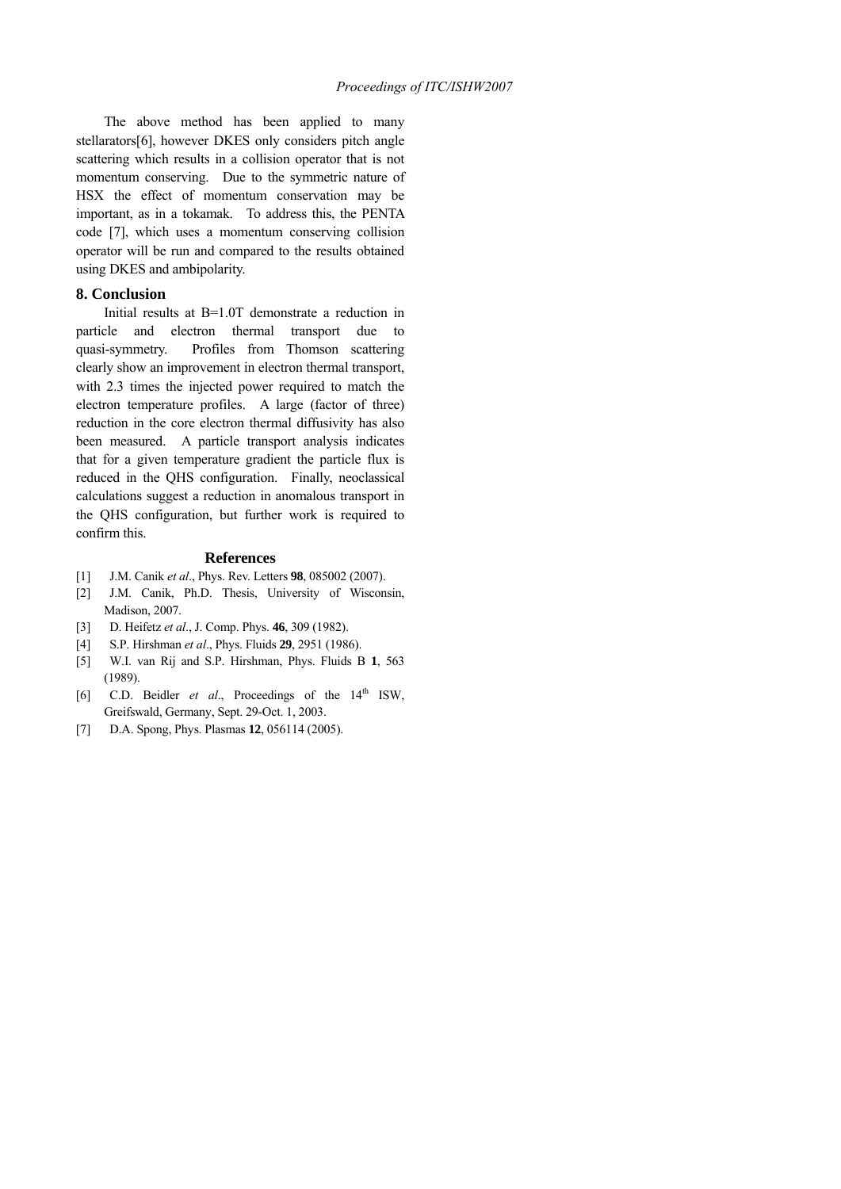The above method has been applied to many stellarators[6], however DKES only considers pitch angle scattering which results in a collision operator that is not momentum conserving. Due to the symmetric nature of HSX the effect of momentum conservation may be important, as in a tokamak. To address this, the PENTA code [7], which uses a momentum conserving collision operator will be run and compared to the results obtained using DKES and ambipolarity.

## 8. Conclusion

Initial results at B=1.0T demonstrate a reduction in particle and electron thermal transport due to quasi-symmetry. Profiles from Thomson scattering clearly show an improvement in electron thermal transport, with 2.3 times the injected power required to match the electron temperature profiles. A large (factor of three) reduction in the core electron thermal diffusivity has also been measured. A particle transport analysis indicates that for a given temperature gradient the particle flux is reduced in the QHS configuration. Finally, neoclassical calculations suggest a reduction in anomalous transport in the QHS configuration, but further work is required to confirm this.

## References

[1] J.M. Canik *et al*., Phys. Rev. Letters **98**, 085002 (2007).

[2] J.M. Canik, Ph.D. Thesis, University of Wisconsin, Madison, 2007.

[3] D. Heifetz *et al*., J. Comp. Phys. **46**, 309 (1982).

[4] S.P. Hirshman *et al*., Phys. Fluids **29**, 2951 (1986).

[5] W.I. van Rij and S.P. Hirshman, Phys. Fluids B **1**, 563 (1989).

[6] C.D. Beidler *et al*., Proceedings of the 14th ISW, Greifswald, Germany, Sept. 29-Oct. 1, 2003.

[7] D.A. Spong, Phys. Plasmas **12**, 056114 (2005).